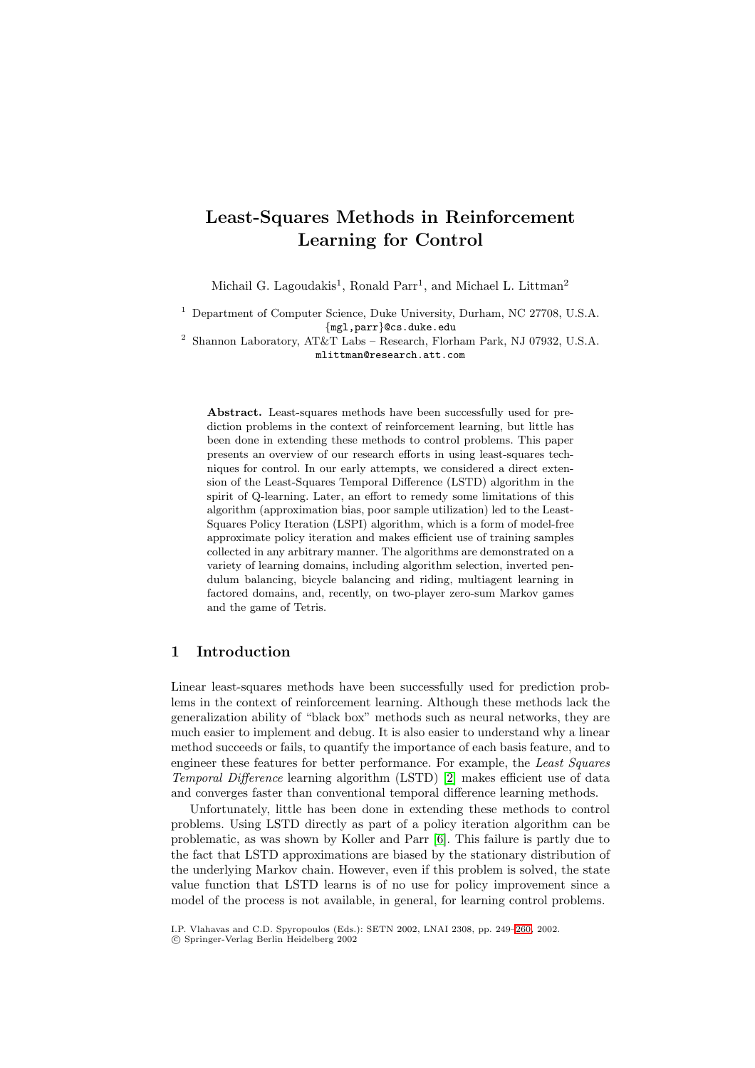# Least-Squares Methods in Reinforcement Learning for Control

Michail G. Lagoudakis[1], Ronald Parr[1], and Michael L. Littman[2]

[1] Department of Computer Science, Duke University, Durham, NC 27708, U.S.A.
{mgl,parr}@cs.duke.edu

[2] Shannon Laboratory, AT&T Labs – Research, Florham Park, NJ 07932, U.S.A.
mlittman@research.att.com

**Abstract.** Least-squares methods have been successfully used for prediction problems in the context of reinforcement learning, but little has been done in extending these methods to control problems. This paper presents an overview of our research efforts in using least-squares techniques for control. In our early attempts, we considered a direct extension of the Least-Squares Temporal Difference (LSTD) algorithm in the spirit of Q-learning. Later, an effort to remedy some limitations of this algorithm (approximation bias, poor sample utilization) led to the Least-Squares Policy Iteration (LSPI) algorithm, which is a form of model-free approximate policy iteration and makes efficient use of training samples collected in any arbitrary manner. The algorithms are demonstrated on a variety of learning domains, including algorithm selection, inverted pendulum balancing, bicycle balancing and riding, multiagent learning in factored domains, and, recently, on two-player zero-sum Markov games and the game of Tetris.

## 1 Introduction

Linear least-squares methods have been successfully used for prediction problems in the context of reinforcement learning. Although these methods lack the generalization ability of "black box" methods such as neural networks, they are much easier to implement and debug. It is also easier to understand why a linear method succeeds or fails, to quantify the importance of each basis feature, and to engineer these features for better performance. For example, the *Least Squares Temporal Difference* learning algorithm (LSTD) [2] makes efficient use of data and converges faster than conventional temporal difference learning methods.

Unfortunately, little has been done in extending these methods to control problems. Using LSTD directly as part of a policy iteration algorithm can be problematic, as was shown by Koller and Parr [6]. This failure is partly due to the fact that LSTD approximations are biased by the stationary distribution of the underlying Markov chain. However, even if this problem is solved, the state value function that LSTD learns is of no use for policy improvement since a model of the process is not available, in general, for learning control problems.

I.P. Vlahavas and C.D. Spyropoulos (Eds.): SETN 2002, LNAI 2308, pp. 249–260, 2002.
© Springer-Verlag Berlin Heidelberg 2002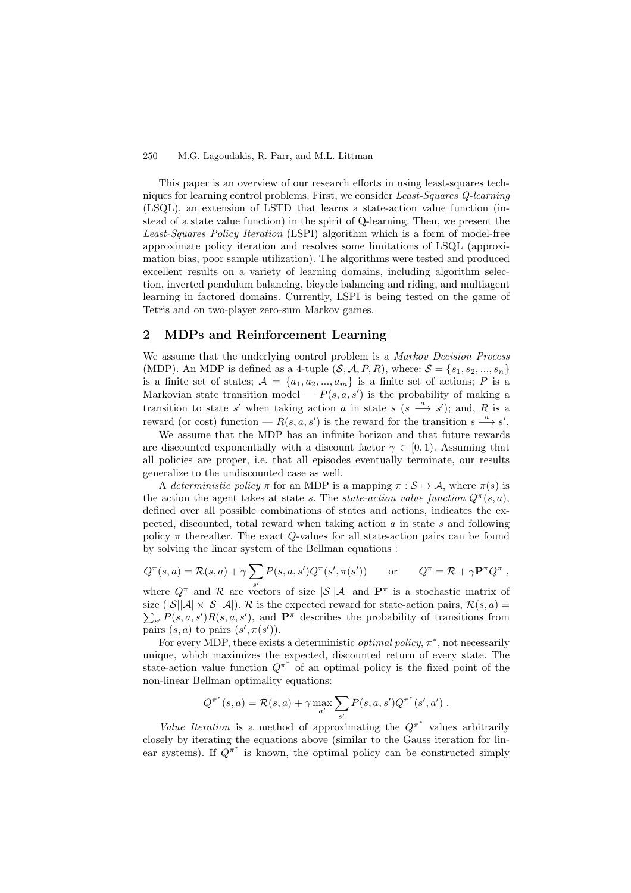This paper is an overview of our research efforts in using least-squares techniques for learning control problems. First, we consider *Least-Squares Q-learning* (LSQL), an extension of LSTD that learns a state-action value function (instead of a state value function) in the spirit of Q-learning. Then, we present the *Least-Squares Policy Iteration* (LSPI) algorithm which is a form of model-free approximate policy iteration and resolves some limitations of LSQL (approximation bias, poor sample utilization). The algorithms were tested and produced excellent results on a variety of learning domains, including algorithm selection, inverted pendulum balancing, bicycle balancing and riding, and multiagent learning in factored domains. Currently, LSPI is being tested on the game of Tetris and on two-player zero-sum Markov games.

## 2 MDPs and Reinforcement Learning

We assume that the underlying control problem is a *Markov Decision Process* (MDP). An MDP is defined as a 4-tuple $(\mathcal{S}, \mathcal{A}, P, R)$, where: $\mathcal{S} = \{s_1, s_2, ..., s_n\}$ is a finite set of states; $\mathcal{A} = \{a_1, a_2, ..., a_m\}$ is a finite set of actions; $P$ is a Markovian state transition model — $P(s, a, s')$ is the probability of making a transition to state $s'$ when taking action $a$ in state $s$ ($s \xrightarrow{a} s'$); and, $R$ is a reward (or cost) function — $R(s, a, s')$ is the reward for the transition $s \xrightarrow{a} s'$.

We assume that the MDP has an infinite horizon and that future rewards are discounted exponentially with a discount factor $\gamma \in [0, 1)$. Assuming that all policies are proper, i.e. that all episodes eventually terminate, our results generalize to the undiscounted case as well.

A *deterministic policy* $\pi$ for an MDP is a mapping $\pi : \mathcal{S} \mapsto \mathcal{A}$, where $\pi(s)$ is the action the agent takes at state $s$. The *state-action value function* $Q^\pi(s, a)$, defined over all possible combinations of states and actions, indicates the expected, discounted, total reward when taking action $a$ in state $s$ and following policy $\pi$ thereafter. The exact $Q$-values for all state-action pairs can be found by solving the linear system of the Bellman equations :

$$Q^\pi(s, a) = \mathcal{R}(s, a) + \gamma \sum_{s'} P(s, a, s') Q^\pi(s', \pi(s')) \qquad \text{or} \qquad Q^\pi = \mathcal{R} + \gamma \mathbf{P}^\pi Q^\pi \; ,$$

where $Q^\pi$ and $\mathcal{R}$ are vectors of size $|\mathcal{S}||\mathcal{A}|$ and $\mathbf{P}^\pi$ is a stochastic matrix of size $(|\mathcal{S}||\mathcal{A}| \times |\mathcal{S}||\mathcal{A}|)$. $\mathcal{R}$ is the expected reward for state-action pairs, $\mathcal{R}(s, a) = \sum_{s'} P(s, a, s') R(s, a, s')$, and $\mathbf{P}^\pi$ describes the probability of transitions from pairs $(s, a)$ to pairs $(s', \pi(s'))$.

For every MDP, there exists a deterministic *optimal policy*, $\pi^*$, not necessarily unique, which maximizes the expected, discounted return of every state. The state-action value function $Q^{\pi^*}$ of an optimal policy is the fixed point of the non-linear Bellman optimality equations:

$$Q^{\pi^*}(s, a) = \mathcal{R}(s, a) + \gamma \max_{a'} \sum_{s'} P(s, a, s') Q^{\pi^*}(s', a') \; .$$

*Value Iteration* is a method of approximating the $Q^{\pi^*}$ values arbitrarily closely by iterating the equations above (similar to the Gauss iteration for linear systems). If $Q^{\pi^*}$ is known, the optimal policy can be constructed simply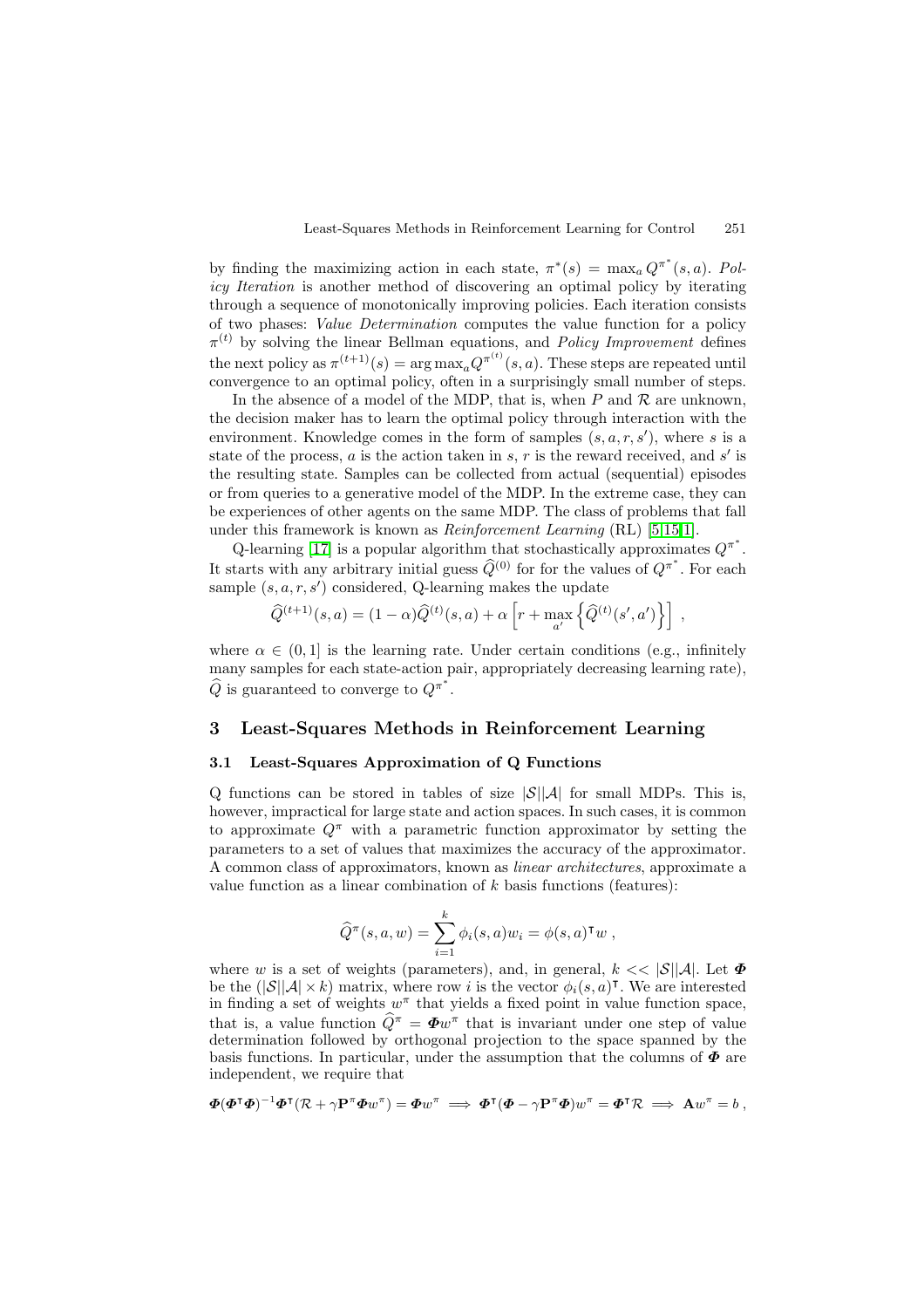by finding the maximizing action in each state, $\pi^*(s) = \max_a Q^{\pi^*}(s,a)$. *Policy Iteration* is another method of discovering an optimal policy by iterating through a sequence of monotonically improving policies. Each iteration consists of two phases: *Value Determination* computes the value function for a policy $\pi^{(t)}$ by solving the linear Bellman equations, and *Policy Improvement* defines the next policy as $\pi^{(t+1)}(s) = \arg\max_a Q^{\pi^{(t)}}(s,a)$. These steps are repeated until convergence to an optimal policy, often in a surprisingly small number of steps.

In the absence of a model of the MDP, that is, when $P$ and $\mathcal{R}$ are unknown, the decision maker has to learn the optimal policy through interaction with the environment. Knowledge comes in the form of samples $(s,a,r,s')$, where $s$ is a state of the process, $a$ is the action taken in $s$, $r$ is the reward received, and $s'$ is the resulting state. Samples can be collected from actual (sequential) episodes or from queries to a generative model of the MDP. In the extreme case, they can be experiences of other agents on the same MDP. The class of problems that fall under this framework is known as *Reinforcement Learning* (RL) [5,15,1].

Q-learning [17] is a popular algorithm that stochastically approximates $Q^{\pi^*}$. It starts with any arbitrary initial guess $\widehat{Q}^{(0)}$ for for the values of $Q^{\pi^*}$. For each sample $(s,a,r,s')$ considered, Q-learning makes the update

$$\widehat{Q}^{(t+1)}(s,a) = (1-\alpha)\widehat{Q}^{(t)}(s,a) + \alpha\left[r + \max_{a'}\left\{\widehat{Q}^{(t)}(s',a')\right\}\right] ,$$

where $\alpha \in (0,1]$ is the learning rate. Under certain conditions (e.g., infinitely many samples for each state-action pair, appropriately decreasing learning rate), $\widehat{Q}$ is guaranteed to converge to $Q^{\pi^*}$.

## 3 Least-Squares Methods in Reinforcement Learning

### 3.1 Least-Squares Approximation of Q Functions

Q functions can be stored in tables of size $|\mathcal{S}||\mathcal{A}|$ for small MDPs. This is, however, impractical for large state and action spaces. In such cases, it is common to approximate $Q^\pi$ with a parametric function approximator by setting the parameters to a set of values that maximizes the accuracy of the approximator. A common class of approximators, known as *linear architectures*, approximate a value function as a linear combination of $k$ basis functions (features):

$$\widehat{Q}^\pi(s,a,w) = \sum_{i=1}^{k} \phi_i(s,a) w_i = \phi(s,a)^\intercal w ,$$

where $w$ is a set of weights (parameters), and, in general, $k << |\mathcal{S}||\mathcal{A}|$. Let $\boldsymbol{\Phi}$ be the $(|\mathcal{S}||\mathcal{A}| \times k)$ matrix, where row $i$ is the vector $\phi_i(s,a)^\intercal$. We are interested in finding a set of weights $w^\pi$ that yields a fixed point in value function space, that is, a value function $\widehat{Q}^\pi = \boldsymbol{\Phi} w^\pi$ that is invariant under one step of value determination followed by orthogonal projection to the space spanned by the basis functions. In particular, under the assumption that the columns of $\boldsymbol{\Phi}$ are independent, we require that

$$\boldsymbol{\Phi}(\boldsymbol{\Phi}^\intercal\boldsymbol{\Phi})^{-1}\boldsymbol{\Phi}^\intercal(\mathcal{R} + \gamma\mathbf{P}^\pi\boldsymbol{\Phi} w^\pi) = \boldsymbol{\Phi} w^\pi \implies \boldsymbol{\Phi}^\intercal(\boldsymbol{\Phi} - \gamma\mathbf{P}^\pi\boldsymbol{\Phi})w^\pi = \boldsymbol{\Phi}^\intercal\mathcal{R} \implies \mathbf{A}w^\pi = b ,$$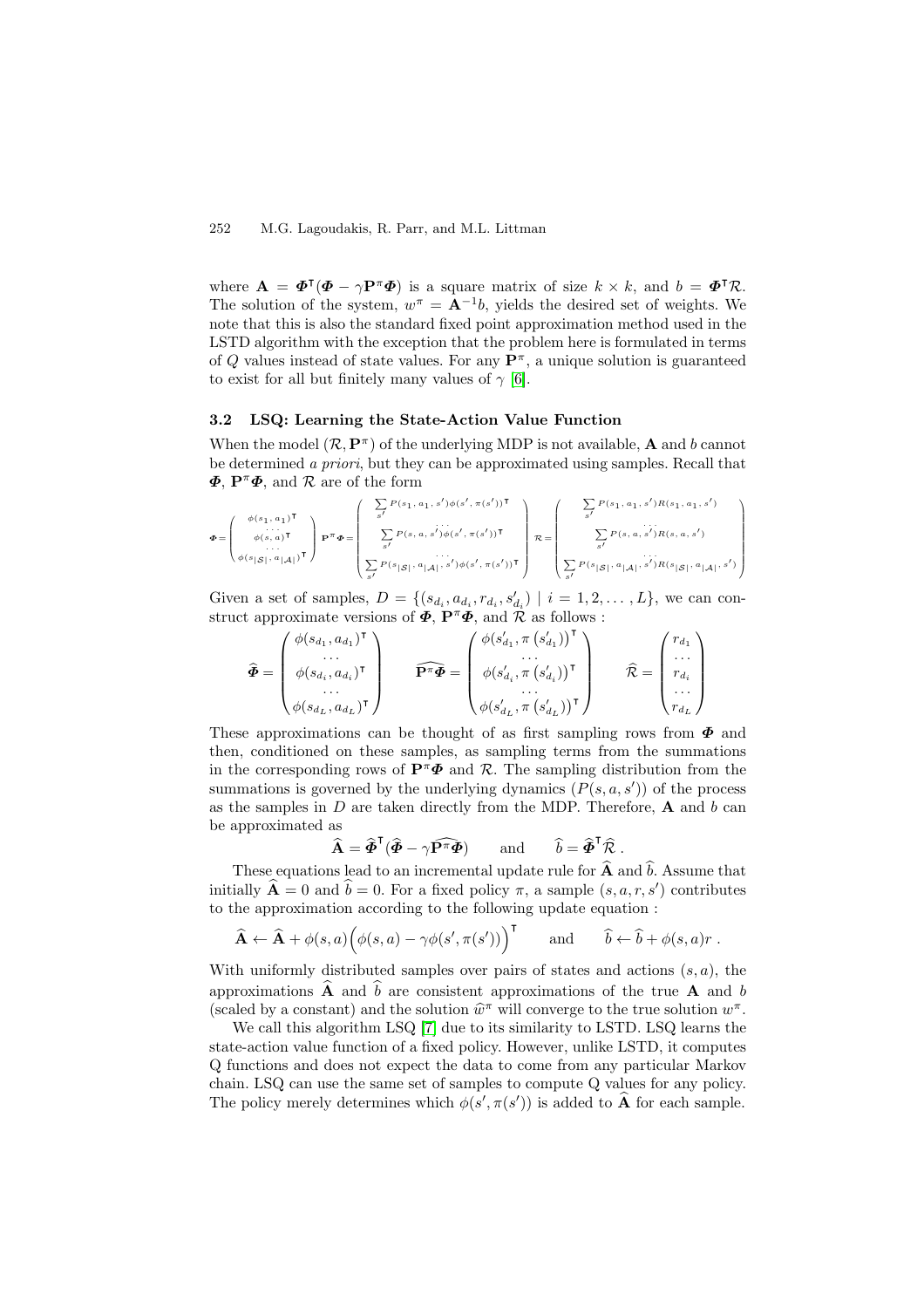where $\mathbf{A} = \boldsymbol{\Phi}^\intercal(\boldsymbol{\Phi} - \gamma \mathbf{P}^\pi \boldsymbol{\Phi})$ is a square matrix of size $k \times k$, and $b = \boldsymbol{\Phi}^\intercal \mathcal{R}$. The solution of the system, $w^\pi = \mathbf{A}^{-1} b$, yields the desired set of weights. We note that this is also the standard fixed point approximation method used in the LSTD algorithm with the exception that the problem here is formulated in terms of $Q$ values instead of state values. For any $\mathbf{P}^\pi$, a unique solution is guaranteed to exist for all but finitely many values of $\gamma$ [6].

### 3.2 LSQ: Learning the State-Action Value Function

When the model $(\mathcal{R}, \mathbf{P}^\pi)$ of the underlying MDP is not available, $\mathbf{A}$ and $b$ cannot be determined *a priori*, but they can be approximated using samples. Recall that $\boldsymbol{\Phi}$, $\mathbf{P}^\pi\boldsymbol{\Phi}$, and $\mathcal{R}$ are of the form

$$
\boldsymbol{\Phi} = \begin{pmatrix} \phi(s_1, a_1)^\intercal \\ \cdots \\ \phi(s, a)^\intercal \\ \cdots \\ \phi(s_{|\mathcal{S}|}, a_{|\mathcal{A}|})^\intercal \end{pmatrix}
\quad
\mathbf{P}^\pi\boldsymbol{\Phi} = \begin{pmatrix} \sum_{s'} P(s_1, a_1, s')\phi(s', \pi(s'))^\intercal \\ \cdots \\ \sum_{s'} P(s, a, s')\phi(s', \pi(s'))^\intercal \\ \cdots \\ \sum_{s'} P(s_{|\mathcal{S}|}, a_{|\mathcal{A}|}, s')\phi(s', \pi(s'))^\intercal \end{pmatrix}
\quad
\mathcal{R} = \begin{pmatrix} \sum_{s'} P(s_1, a_1, s')R(s_1, a_1, s') \\ \cdots \\ \sum_{s'} P(s, a, s')R(s, a, s') \\ \cdots \\ \sum_{s'} P(s_{|\mathcal{S}|}, a_{|\mathcal{A}|}, s')R(s_{|\mathcal{S}|}, a_{|\mathcal{A}|}, s') \end{pmatrix}
$$

Given a set of samples, $D = \{(s_{d_i}, a_{d_i}, r_{d_i}, s'_{d_i}) \mid i = 1, 2, \ldots, L\}$, we can construct approximate versions of $\boldsymbol{\Phi}$, $\mathbf{P}^\pi\boldsymbol{\Phi}$, and $\mathcal{R}$ as follows :

$$
\widehat{\boldsymbol{\Phi}} = \begin{pmatrix} \phi(s_{d_1}, a_{d_1})^\intercal \\ \cdots \\ \phi(s_{d_i}, a_{d_i})^\intercal \\ \cdots \\ \phi(s_{d_L}, a_{d_L})^\intercal \end{pmatrix}
\qquad
\widehat{\mathbf{P}^\pi\boldsymbol{\Phi}} = \begin{pmatrix} \phi(s'_{d_1}, \pi(s'_{d_1}))^\intercal \\ \cdots \\ \phi(s'_{d_i}, \pi(s'_{d_i}))^\intercal \\ \cdots \\ \phi(s'_{d_L}, \pi(s'_{d_L}))^\intercal \end{pmatrix}
\qquad
\widehat{\mathcal{R}} = \begin{pmatrix} r_{d_1} \\ \cdots \\ r_{d_i} \\ \cdots \\ r_{d_L} \end{pmatrix}
$$

These approximations can be thought of as first sampling rows from $\boldsymbol{\Phi}$ and then, conditioned on these samples, as sampling terms from the summations in the corresponding rows of $\mathbf{P}^\pi\boldsymbol{\Phi}$ and $\mathcal{R}$. The sampling distribution from the summations is governed by the underlying dynamics $(P(s, a, s'))$ of the process as the samples in $D$ are taken directly from the MDP. Therefore, $\mathbf{A}$ and $b$ can be approximated as

$$
\widehat{\mathbf{A}} = \widehat{\boldsymbol{\Phi}}^\intercal(\widehat{\boldsymbol{\Phi}} - \gamma\widehat{\mathbf{P}^\pi\boldsymbol{\Phi}}) \qquad \text{and} \qquad \widehat{b} = \widehat{\boldsymbol{\Phi}}^\intercal \widehat{\mathcal{R}} \; .
$$

These equations lead to an incremental update rule for $\widehat{\mathbf{A}}$ and $\widehat{b}$. Assume that initially $\widehat{\mathbf{A}} = 0$ and $\widehat{b} = 0$. For a fixed policy $\pi$, a sample $(s, a, r, s')$ contributes to the approximation according to the following update equation :

$$
\widehat{\mathbf{A}} \leftarrow \widehat{\mathbf{A}} + \phi(s, a)\Big(\phi(s, a) - \gamma\phi(s', \pi(s'))\Big)^\intercal \qquad \text{and} \qquad \widehat{b} \leftarrow \widehat{b} + \phi(s, a)r \; .
$$

With uniformly distributed samples over pairs of states and actions $(s, a)$, the approximations $\widehat{\mathbf{A}}$ and $\widehat{b}$ are consistent approximations of the true $\mathbf{A}$ and $b$ (scaled by a constant) and the solution $\widehat{w}^\pi$ will converge to the true solution $w^\pi$.

We call this algorithm LSQ [7] due to its similarity to LSTD. LSQ learns the state-action value function of a fixed policy. However, unlike LSTD, it computes Q functions and does not expect the data to come from any particular Markov chain. LSQ can use the same set of samples to compute Q values for any policy. The policy merely determines which $\phi(s', \pi(s'))$ is added to $\widehat{\mathbf{A}}$ for each sample.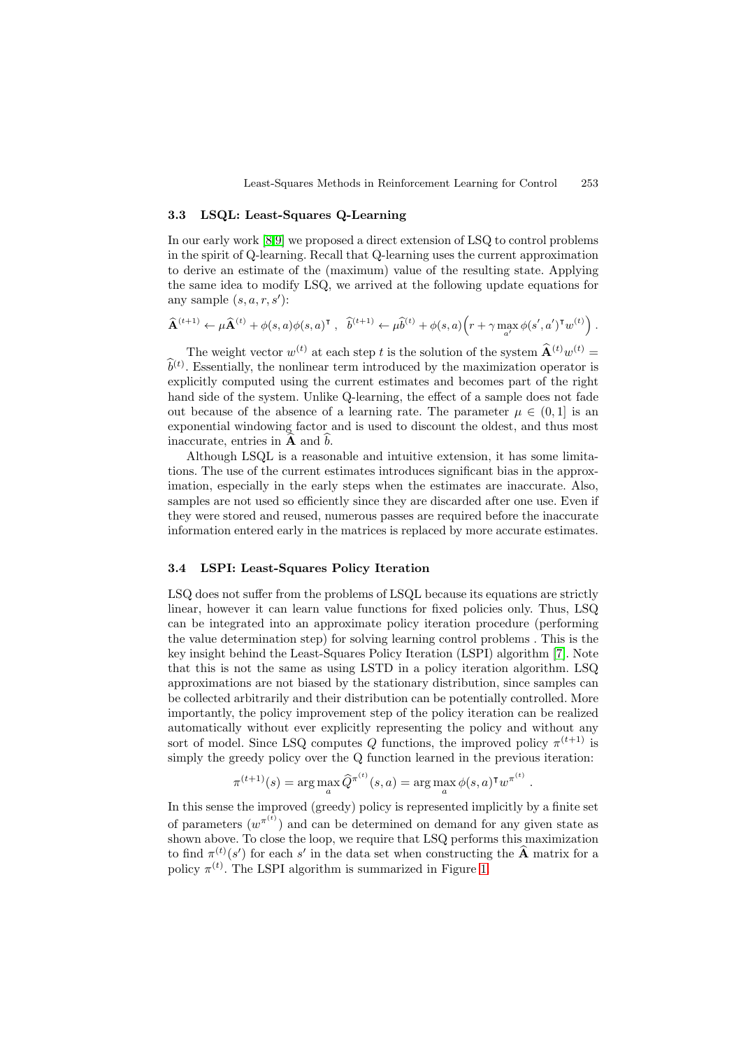### 3.3 LSQL: Least-Squares Q-Learning

In our early work [8,9] we proposed a direct extension of LSQ to control problems in the spirit of Q-learning. Recall that Q-learning uses the current approximation to derive an estimate of the (maximum) value of the resulting state. Applying the same idea to modify LSQ, we arrived at the following update equations for any sample $(s, a, r, s')$:

$$\widehat{\mathbf{A}}^{(t+1)} \leftarrow \mu \widehat{\mathbf{A}}^{(t)} + \phi(s,a)\phi(s,a)^{\intercal} \ , \quad \widehat{b}^{(t+1)} \leftarrow \mu \widehat{b}^{(t)} + \phi(s,a)\Big(r + \gamma \max_{a'} \phi(s',a')^{\intercal} w^{(t)}\Big) \ .$$

The weight vector $w^{(t)}$ at each step $t$ is the solution of the system $\widehat{\mathbf{A}}^{(t)} w^{(t)} = \widehat{b}^{(t)}$. Essentially, the nonlinear term introduced by the maximization operator is explicitly computed using the current estimates and becomes part of the right hand side of the system. Unlike Q-learning, the effect of a sample does not fade out because of the absence of a learning rate. The parameter $\mu \in (0, 1]$ is an exponential windowing factor and is used to discount the oldest, and thus most inaccurate, entries in $\widehat{\mathbf{A}}$ and $\widehat{b}$.

Although LSQL is a reasonable and intuitive extension, it has some limitations. The use of the current estimates introduces significant bias in the approximation, especially in the early steps when the estimates are inaccurate. Also, samples are not used so efficiently since they are discarded after one use. Even if they were stored and reused, numerous passes are required before the inaccurate information entered early in the matrices is replaced by more accurate estimates.

### 3.4 LSPI: Least-Squares Policy Iteration

LSQ does not suffer from the problems of LSQL because its equations are strictly linear, however it can learn value functions for fixed policies only. Thus, LSQ can be integrated into an approximate policy iteration procedure (performing the value determination step) for solving learning control problems . This is the key insight behind the Least-Squares Policy Iteration (LSPI) algorithm [7]. Note that this is not the same as using LSTD in a policy iteration algorithm. LSQ approximations are not biased by the stationary distribution, since samples can be collected arbitrarily and their distribution can be potentially controlled. More importantly, the policy improvement step of the policy iteration can be realized automatically without ever explicitly representing the policy and without any sort of model. Since LSQ computes $Q$ functions, the improved policy $\pi^{(t+1)}$ is simply the greedy policy over the Q function learned in the previous iteration:

$$\pi^{(t+1)}(s) = \arg\max_{a} \widehat{Q}^{\pi^{(t)}}(s,a) = \arg\max_{a} \phi(s,a)^{\intercal} w^{\pi^{(t)}} \ .$$

In this sense the improved (greedy) policy is represented implicitly by a finite set of parameters ($w^{\pi^{(t)}}$) and can be determined on demand for any given state as shown above. To close the loop, we require that LSQ performs this maximization to find $\pi^{(t)}(s')$ for each $s'$ in the data set when constructing the $\widehat{\mathbf{A}}$ matrix for a policy $\pi^{(t)}$. The LSPI algorithm is summarized in Figure 1.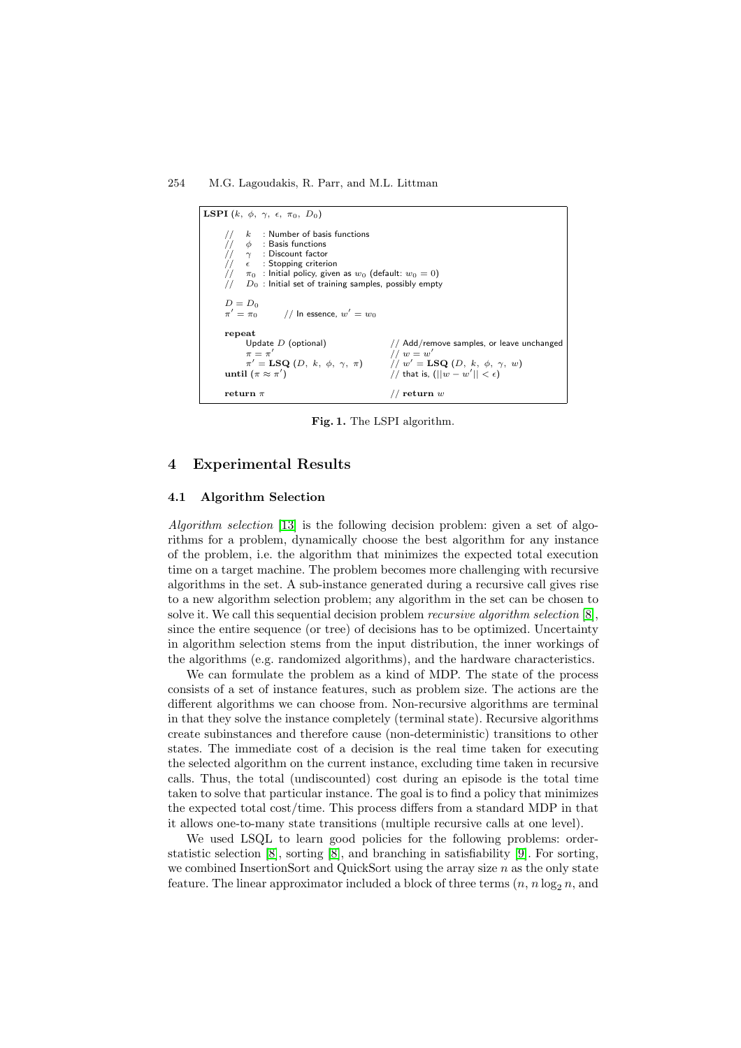```
LSPI (k, φ, γ, ε, π_0, D_0)

    //  k   : Number of basis functions
    //  φ   : Basis functions
    //  γ   : Discount factor
    //  ε   : Stopping criterion
    //  π_0 : Initial policy, given as w_0 (default: w_0 = 0)
    //  D_0 : Initial set of training samples, possibly empty

    D = D_0
    π' = π_0          // In essence, w' = w_0

    repeat
        Update D (optional)                // Add/remove samples, or leave unchanged
        π = π'                             // w = w'
        π' = LSQ (D, k, φ, γ, π)           // w' = LSQ (D, k, φ, γ, w)
    until (π ≈ π')                         // that is, (||w − w'|| < ε)

    return π                               // return w
```

**Fig. 1.** The LSPI algorithm.

## 4 Experimental Results

### 4.1 Algorithm Selection

*Algorithm selection* [13] is the following decision problem: given a set of algorithms for a problem, dynamically choose the best algorithm for any instance of the problem, i.e. the algorithm that minimizes the expected total execution time on a target machine. The problem becomes more challenging with recursive algorithms in the set. A sub-instance generated during a recursive call gives rise to a new algorithm selection problem; any algorithm in the set can be chosen to solve it. We call this sequential decision problem *recursive algorithm selection* [8], since the entire sequence (or tree) of decisions has to be optimized. Uncertainty in algorithm selection stems from the input distribution, the inner workings of the algorithms (e.g. randomized algorithms), and the hardware characteristics.

We can formulate the problem as a kind of MDP. The state of the process consists of a set of instance features, such as problem size. The actions are the different algorithms we can choose from. Non-recursive algorithms are terminal in that they solve the instance completely (terminal state). Recursive algorithms create subinstances and therefore cause (non-deterministic) transitions to other states. The immediate cost of a decision is the real time taken for executing the selected algorithm on the current instance, excluding time taken in recursive calls. Thus, the total (undiscounted) cost during an episode is the total time taken to solve that particular instance. The goal is to find a policy that minimizes the expected total cost/time. This process differs from a standard MDP in that it allows one-to-many state transitions (multiple recursive calls at one level).

We used LSQL to learn good policies for the following problems: order-statistic selection [8], sorting [8], and branching in satisfiability [9]. For sorting, we combined InsertionSort and QuickSort using the array size $n$ as the only state feature. The linear approximator included a block of three terms ($n$, $n \log_2 n$, and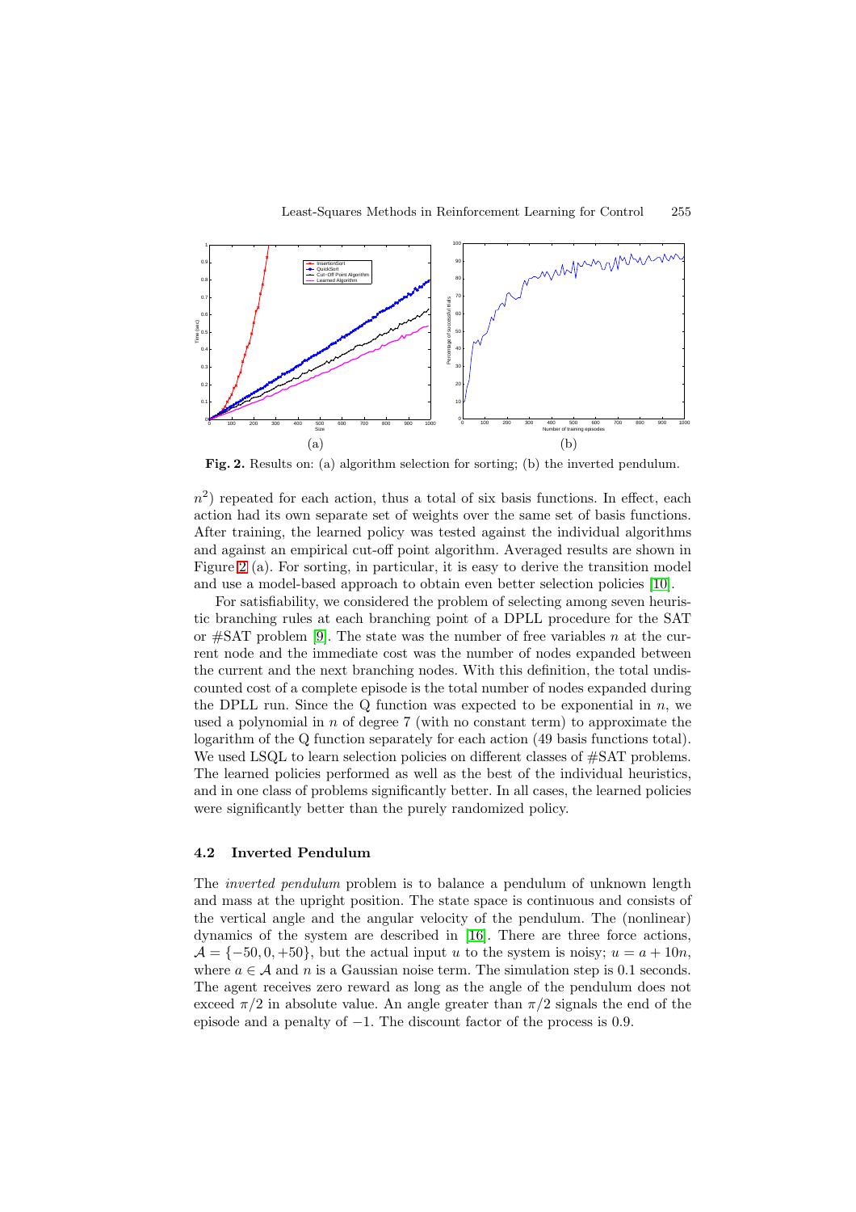**Fig. 2.** Results on: (a) algorithm selection for sorting; (b) the inverted pendulum.

$n^2$) repeated for each action, thus a total of six basis functions. In effect, each action had its own separate set of weights over the same set of basis functions. After training, the learned policy was tested against the individual algorithms and against an empirical cut-off point algorithm. Averaged results are shown in Figure 2 (a). For sorting, in particular, it is easy to derive the transition model and use a model-based approach to obtain even better selection policies [10].

For satisfiability, we considered the problem of selecting among seven heuristic branching rules at each branching point of a DPLL procedure for the SAT or #SAT problem [9]. The state was the number of free variables $n$ at the current node and the immediate cost was the number of nodes expanded between the current and the next branching nodes. With this definition, the total undiscounted cost of a complete episode is the total number of nodes expanded during the DPLL run. Since the Q function was expected to be exponential in $n$, we used a polynomial in $n$ of degree 7 (with no constant term) to approximate the logarithm of the Q function separately for each action (49 basis functions total). We used LSQL to learn selection policies on different classes of #SAT problems. The learned policies performed as well as the best of the individual heuristics, and in one class of problems significantly better. In all cases, the learned policies were significantly better than the purely randomized policy.

### 4.2 Inverted Pendulum

The *inverted pendulum* problem is to balance a pendulum of unknown length and mass at the upright position. The state space is continuous and consists of the vertical angle and the angular velocity of the pendulum. The (nonlinear) dynamics of the system are described in [16]. There are three force actions, $\mathcal{A} = \{-50, 0, +50\}$, but the actual input $u$ to the system is noisy; $u = a + 10n$, where $a \in \mathcal{A}$ and $n$ is a Gaussian noise term. The simulation step is 0.1 seconds. The agent receives zero reward as long as the angle of the pendulum does not exceed $\pi/2$ in absolute value. An angle greater than $\pi/2$ signals the end of the episode and a penalty of $-1$. The discount factor of the process is 0.9.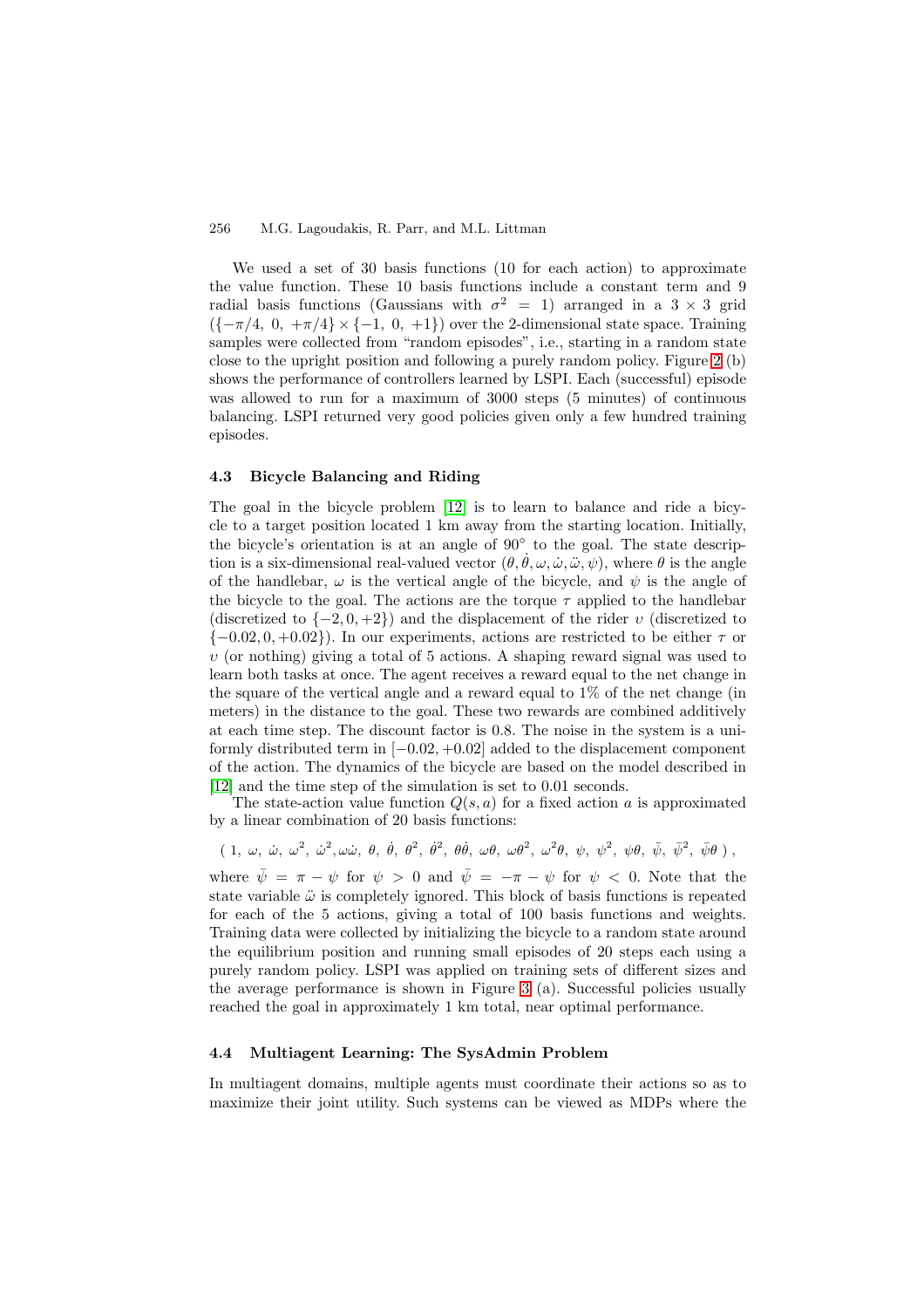We used a set of 30 basis functions (10 for each action) to approximate the value function. These 10 basis functions include a constant term and 9 radial basis functions (Gaussians with $\sigma^2 = 1$) arranged in a $3 \times 3$ grid ($\{-\pi/4,\ 0,\ +\pi/4\} \times \{-1,\ 0,\ +1\}$) over the 2-dimensional state space. Training samples were collected from "random episodes", i.e., starting in a random state close to the upright position and following a purely random policy. Figure 2 (b) shows the performance of controllers learned by LSPI. Each (successful) episode was allowed to run for a maximum of 3000 steps (5 minutes) of continuous balancing. LSPI returned very good policies given only a few hundred training episodes.

### 4.3 Bicycle Balancing and Riding

The goal in the bicycle problem [12] is to learn to balance and ride a bicycle to a target position located 1 km away from the starting location. Initially, the bicycle's orientation is at an angle of $90°$ to the goal. The state description is a six-dimensional real-valued vector $(\theta, \dot{\theta}, \omega, \dot{\omega}, \ddot{\omega}, \psi)$, where $\theta$ is the angle of the handlebar, $\omega$ is the vertical angle of the bicycle, and $\psi$ is the angle of the bicycle to the goal. The actions are the torque $\tau$ applied to the handlebar (discretized to $\{-2, 0, +2\}$) and the displacement of the rider $\upsilon$ (discretized to $\{-0.02, 0, +0.02\}$). In our experiments, actions are restricted to be either $\tau$ or $\upsilon$ (or nothing) giving a total of 5 actions. A shaping reward signal was used to learn both tasks at once. The agent receives a reward equal to the net change in the square of the vertical angle and a reward equal to 1% of the net change (in meters) in the distance to the goal. These two rewards are combined additively at each time step. The discount factor is 0.8. The noise in the system is a uniformly distributed term in $[-0.02, +0.02]$ added to the displacement component of the action. The dynamics of the bicycle are based on the model described in [12] and the time step of the simulation is set to 0.01 seconds.

The state-action value function $Q(s, a)$ for a fixed action $a$ is approximated by a linear combination of 20 basis functions:

$$( 1,\ \omega,\ \dot{\omega},\ \omega^2,\ \dot{\omega}^2, \omega\dot{\omega},\ \theta,\ \dot{\theta},\ \theta^2,\ \dot{\theta}^2,\ \theta\dot{\theta},\ \omega\theta,\ \omega\theta^2,\ \omega^2\theta,\ \psi,\ \psi^2,\ \psi\theta,\ \bar{\psi},\ \bar{\psi}^2,\ \bar{\psi}\theta\ ) ,$$

where $\bar{\psi} = \pi - \psi$ for $\psi > 0$ and $\bar{\psi} = -\pi - \psi$ for $\psi < 0$. Note that the state variable $\ddot{\omega}$ is completely ignored. This block of basis functions is repeated for each of the 5 actions, giving a total of 100 basis functions and weights. Training data were collected by initializing the bicycle to a random state around the equilibrium position and running small episodes of 20 steps each using a purely random policy. LSPI was applied on training sets of different sizes and the average performance is shown in Figure 3 (a). Successful policies usually reached the goal in approximately 1 km total, near optimal performance.

### 4.4 Multiagent Learning: The SysAdmin Problem

In multiagent domains, multiple agents must coordinate their actions so as to maximize their joint utility. Such systems can be viewed as MDPs where the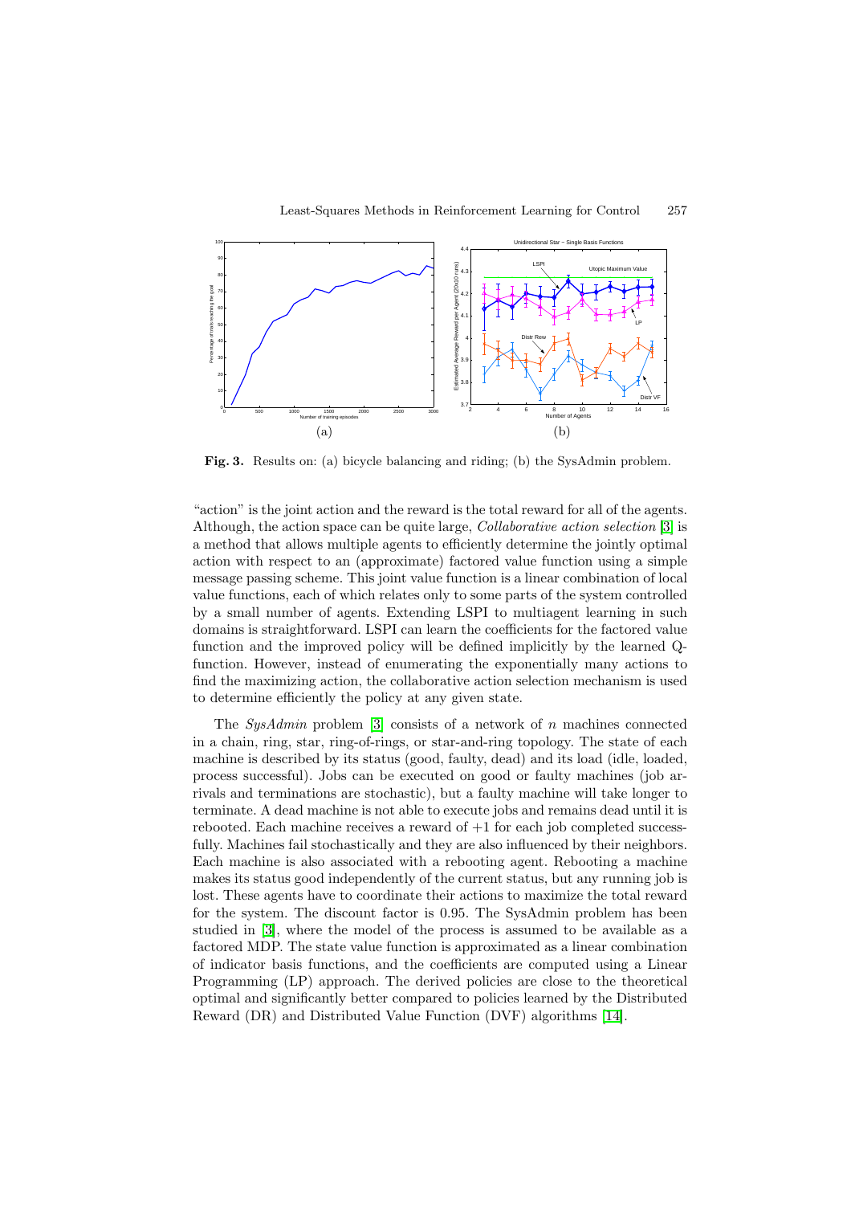**Fig. 3.** Results on: (a) bicycle balancing and riding; (b) the SysAdmin problem.

"action" is the joint action and the reward is the total reward for all of the agents. Although, the action space can be quite large, *Collaborative action selection* [3] is a method that allows multiple agents to efficiently determine the jointly optimal action with respect to an (approximate) factored value function using a simple message passing scheme. This joint value function is a linear combination of local value functions, each of which relates only to some parts of the system controlled by a small number of agents. Extending LSPI to multiagent learning in such domains is straightforward. LSPI can learn the coefficients for the factored value function and the improved policy will be defined implicitly by the learned Q-function. However, instead of enumerating the exponentially many actions to find the maximizing action, the collaborative action selection mechanism is used to determine efficiently the policy at any given state.

The *SysAdmin* problem [3] consists of a network of $n$ machines connected in a chain, ring, star, ring-of-rings, or star-and-ring topology. The state of each machine is described by its status (good, faulty, dead) and its load (idle, loaded, process successful). Jobs can be executed on good or faulty machines (job arrivals and terminations are stochastic), but a faulty machine will take longer to terminate. A dead machine is not able to execute jobs and remains dead until it is rebooted. Each machine receives a reward of $+1$ for each job completed successfully. Machines fail stochastically and they are also influenced by their neighbors. Each machine is also associated with a rebooting agent. Rebooting a machine makes its status good independently of the current status, but any running job is lost. These agents have to coordinate their actions to maximize the total reward for the system. The discount factor is 0.95. The SysAdmin problem has been studied in [3], where the model of the process is assumed to be available as a factored MDP. The state value function is approximated as a linear combination of indicator basis functions, and the coefficients are computed using a Linear Programming (LP) approach. The derived policies are close to the theoretical optimal and significantly better compared to policies learned by the Distributed Reward (DR) and Distributed Value Function (DVF) algorithms [14].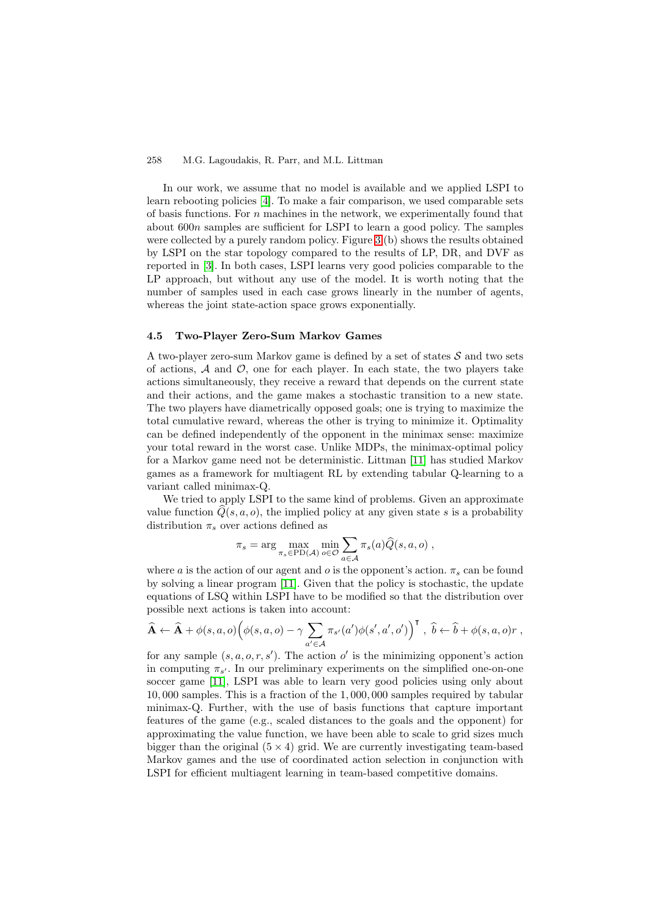In our work, we assume that no model is available and we applied LSPI to learn rebooting policies [4]. To make a fair comparison, we used comparable sets of basis functions. For $n$ machines in the network, we experimentally found that about $600n$ samples are sufficient for LSPI to learn a good policy. The samples were collected by a purely random policy. Figure 3 (b) shows the results obtained by LSPI on the star topology compared to the results of LP, DR, and DVF as reported in [3]. In both cases, LSPI learns very good policies comparable to the LP approach, but without any use of the model. It is worth noting that the number of samples used in each case grows linearly in the number of agents, whereas the joint state-action space grows exponentially.

### 4.5 Two-Player Zero-Sum Markov Games

A two-player zero-sum Markov game is defined by a set of states $\mathcal{S}$ and two sets of actions, $\mathcal{A}$ and $\mathcal{O}$, one for each player. In each state, the two players take actions simultaneously, they receive a reward that depends on the current state and their actions, and the game makes a stochastic transition to a new state. The two players have diametrically opposed goals; one is trying to maximize the total cumulative reward, whereas the other is trying to minimize it. Optimality can be defined independently of the opponent in the minimax sense: maximize your total reward in the worst case. Unlike MDPs, the minimax-optimal policy for a Markov game need not be deterministic. Littman [11] has studied Markov games as a framework for multiagent RL by extending tabular Q-learning to a variant called minimax-Q.

We tried to apply LSPI to the same kind of problems. Given an approximate value function $\widehat{Q}(s, a, o)$, the implied policy at any given state $s$ is a probability distribution $\pi_s$ over actions defined as

$$\pi_s = \arg \max_{\pi_s \in \mathrm{PD}(\mathcal{A})} \min_{o \in \mathcal{O}} \sum_{a \in \mathcal{A}} \pi_s(a) \widehat{Q}(s, a, o) ,$$

where $a$ is the action of our agent and $o$ is the opponent's action. $\pi_s$ can be found by solving a linear program [11]. Given that the policy is stochastic, the update equations of LSQ within LSPI have to be modified so that the distribution over possible next actions is taken into account:

$$\widehat{\mathbf{A}} \leftarrow \widehat{\mathbf{A}} + \phi(s, a, o)\Big(\phi(s, a, o) - \gamma \sum_{a' \in \mathcal{A}} \pi_{s'}(a') \phi(s', a', o')\Big)^{\intercal} \ , \ \widehat{b} \leftarrow \widehat{b} + \phi(s, a, o) r \ ,$$

for any sample $(s, a, o, r, s')$. The action $o'$ is the minimizing opponent's action in computing $\pi_{s'}$. In our preliminary experiments on the simplified one-on-one soccer game [11], LSPI was able to learn very good policies using only about $10,000$ samples. This is a fraction of the $1,000,000$ samples required by tabular minimax-Q. Further, with the use of basis functions that capture important features of the game (e.g., scaled distances to the goals and the opponent) for approximating the value function, we have been able to scale to grid sizes much bigger than the original $(5 \times 4)$ grid. We are currently investigating team-based Markov games and the use of coordinated action selection in conjunction with LSPI for efficient multiagent learning in team-based competitive domains.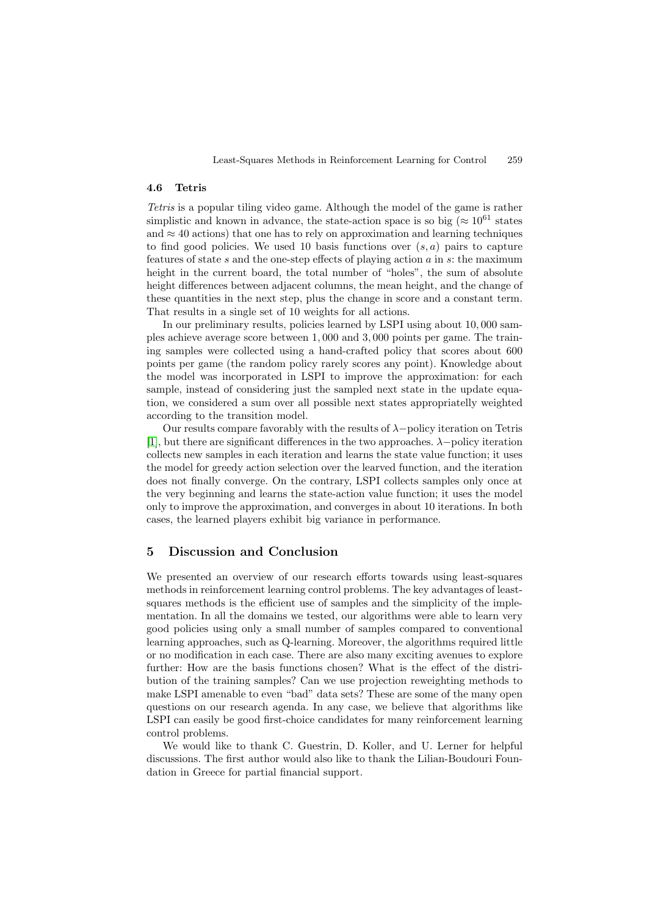### 4.6 Tetris

*Tetris* is a popular tiling video game. Although the model of the game is rather simplistic and known in advance, the state-action space is so big ($\approx 10^{61}$ states and $\approx 40$ actions) that one has to rely on approximation and learning techniques to find good policies. We used 10 basis functions over $(s, a)$ pairs to capture features of state $s$ and the one-step effects of playing action $a$ in $s$: the maximum height in the current board, the total number of "holes", the sum of absolute height differences between adjacent columns, the mean height, and the change of these quantities in the next step, plus the change in score and a constant term. That results in a single set of 10 weights for all actions.

In our preliminary results, policies learned by LSPI using about 10,000 samples achieve average score between 1,000 and 3,000 points per game. The training samples were collected using a hand-crafted policy that scores about 600 points per game (the random policy rarely scores any point). Knowledge about the model was incorporated in LSPI to improve the approximation: for each sample, instead of considering just the sampled next state in the update equation, we considered a sum over all possible next states appropriatelly weighted according to the transition model.

Our results compare favorably with the results of $\lambda-$policy iteration on Tetris [1], but there are significant differences in the two approaches. $\lambda-$policy iteration collects new samples in each iteration and learns the state value function; it uses the model for greedy action selection over the learved function, and the iteration does not finally converge. On the contrary, LSPI collects samples only once at the very beginning and learns the state-action value function; it uses the model only to improve the approximation, and converges in about 10 iterations. In both cases, the learned players exhibit big variance in performance.

## 5 Discussion and Conclusion

We presented an overview of our research efforts towards using least-squares methods in reinforcement learning control problems. The key advantages of least-squares methods is the efficient use of samples and the simplicity of the implementation. In all the domains we tested, our algorithms were able to learn very good policies using only a small number of samples compared to conventional learning approaches, such as Q-learning. Moreover, the algorithms required little or no modification in each case. There are also many exciting avenues to explore further: How are the basis functions chosen? What is the effect of the distribution of the training samples? Can we use projection reweighting methods to make LSPI amenable to even "bad" data sets? These are some of the many open questions on our research agenda. In any case, we believe that algorithms like LSPI can easily be good first-choice candidates for many reinforcement learning control problems.

We would like to thank C. Guestrin, D. Koller, and U. Lerner for helpful discussions. The first author would also like to thank the Lilian-Boudouri Foundation in Greece for partial financial support.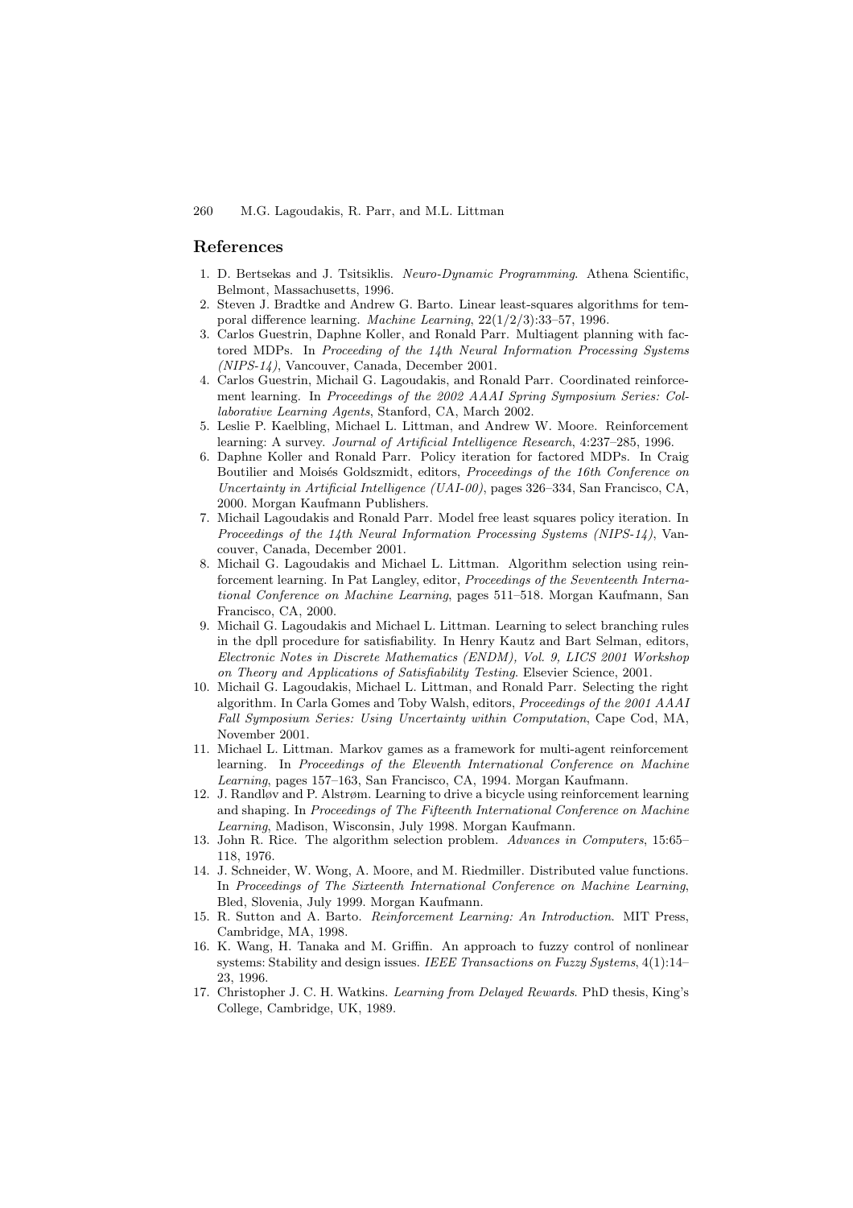## References

1. D. Bertsekas and J. Tsitsiklis. *Neuro-Dynamic Programming*. Athena Scientific, Belmont, Massachusetts, 1996.
2. Steven J. Bradtke and Andrew G. Barto. Linear least-squares algorithms for temporal difference learning. *Machine Learning*, 22(1/2/3):33–57, 1996.
3. Carlos Guestrin, Daphne Koller, and Ronald Parr. Multiagent planning with factored MDPs. In *Proceeding of the 14th Neural Information Processing Systems (NIPS-14)*, Vancouver, Canada, December 2001.
4. Carlos Guestrin, Michail G. Lagoudakis, and Ronald Parr. Coordinated reinforcement learning. In *Proceedings of the 2002 AAAI Spring Symposium Series: Collaborative Learning Agents*, Stanford, CA, March 2002.
5. Leslie P. Kaelbling, Michael L. Littman, and Andrew W. Moore. Reinforcement learning: A survey. *Journal of Artificial Intelligence Research*, 4:237–285, 1996.
6. Daphne Koller and Ronald Parr. Policy iteration for factored MDPs. In Craig Boutilier and Moisés Goldszmidt, editors, *Proceedings of the 16th Conference on Uncertainty in Artificial Intelligence (UAI-00)*, pages 326–334, San Francisco, CA, 2000. Morgan Kaufmann Publishers.
7. Michail Lagoudakis and Ronald Parr. Model free least squares policy iteration. In *Proceedings of the 14th Neural Information Processing Systems (NIPS-14)*, Vancouver, Canada, December 2001.
8. Michail G. Lagoudakis and Michael L. Littman. Algorithm selection using reinforcement learning. In Pat Langley, editor, *Proceedings of the Seventeenth International Conference on Machine Learning*, pages 511–518. Morgan Kaufmann, San Francisco, CA, 2000.
9. Michail G. Lagoudakis and Michael L. Littman. Learning to select branching rules in the dpll procedure for satisfiability. In Henry Kautz and Bart Selman, editors, *Electronic Notes in Discrete Mathematics (ENDM), Vol. 9, LICS 2001 Workshop on Theory and Applications of Satisfiability Testing*. Elsevier Science, 2001.
10. Michail G. Lagoudakis, Michael L. Littman, and Ronald Parr. Selecting the right algorithm. In Carla Gomes and Toby Walsh, editors, *Proceedings of the 2001 AAAI Fall Symposium Series: Using Uncertainty within Computation*, Cape Cod, MA, November 2001.
11. Michael L. Littman. Markov games as a framework for multi-agent reinforcement learning. In *Proceedings of the Eleventh International Conference on Machine Learning*, pages 157–163, San Francisco, CA, 1994. Morgan Kaufmann.
12. J. Randløv and P. Alstrøm. Learning to drive a bicycle using reinforcement learning and shaping. In *Proceedings of The Fifteenth International Conference on Machine Learning*, Madison, Wisconsin, July 1998. Morgan Kaufmann.
13. John R. Rice. The algorithm selection problem. *Advances in Computers*, 15:65–118, 1976.
14. J. Schneider, W. Wong, A. Moore, and M. Riedmiller. Distributed value functions. In *Proceedings of The Sixteenth International Conference on Machine Learning*, Bled, Slovenia, July 1999. Morgan Kaufmann.
15. R. Sutton and A. Barto. *Reinforcement Learning: An Introduction*. MIT Press, Cambridge, MA, 1998.
16. K. Wang, H. Tanaka and M. Griffin. An approach to fuzzy control of nonlinear systems: Stability and design issues. *IEEE Transactions on Fuzzy Systems*, 4(1):14–23, 1996.
17. Christopher J. C. H. Watkins. *Learning from Delayed Rewards*. PhD thesis, King's College, Cambridge, UK, 1989.